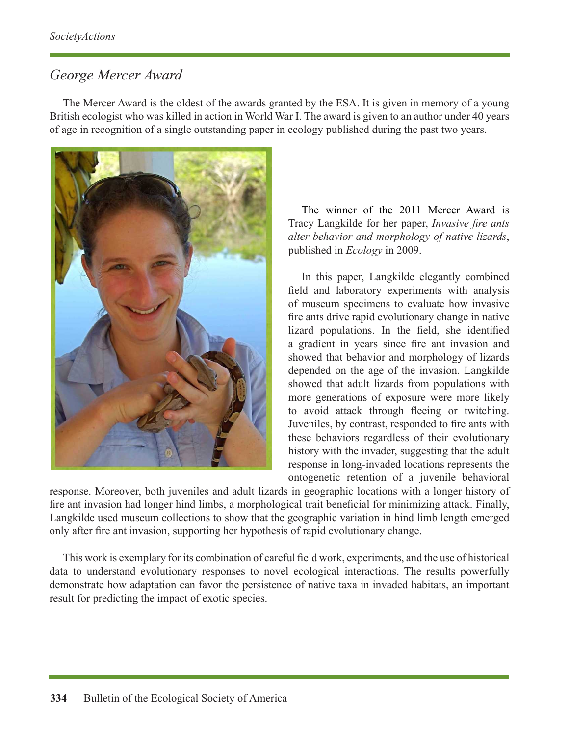## George Mercer Award

The Mercer Award is the oldest of the awards granted by the ESA. It is given in memory of a young British ecologist who was killed in action in World War I. The award is given to an author under 40 years of age in recognition of a single outstanding paper in ecology published during the past two years.

The winner of the 2011 Mercer Award is Tracy Langkilde for her paper, *Invasive fire ants alter behavior and morphology of native lizards*, published in *Ecology* in 2009.

In this paper, Langkilde elegantly combined field and laboratory experiments with analysis of museum specimens to evaluate how invasive fire ants drive rapid evolutionary change in native lizard populations. In the field, she identified a gradient in years since fire ant invasion and showed that behavior and morphology of lizards depended on the age of the invasion. Langkilde showed that adult lizards from populations with more generations of exposure were more likely to avoid attack through fleeing or twitching. Juveniles, by contrast, responded to fire ants with these behaviors regardless of their evolutionary history with the invader, suggesting that the adult response in long-invaded locations represents the ontogenetic retention of a juvenile behavioral response. Moreover, both juveniles and adult lizards in geographic locations with a longer history of fire ant invasion had longer hind limbs, a morphological trait beneficial for minimizing attack. Finally, Langkilde used museum collections to show that the geographic variation in hind limb length emerged only after fire ant invasion, supporting her hypothesis of rapid evolutionary change.

This work is exemplary for its combination of careful field work, experiments, and the use of historical data to understand evolutionary responses to novel ecological interactions. The results powerfully demonstrate how adaptation can favor the persistence of native taxa in invaded habitats, an important result for predicting the impact of exotic species.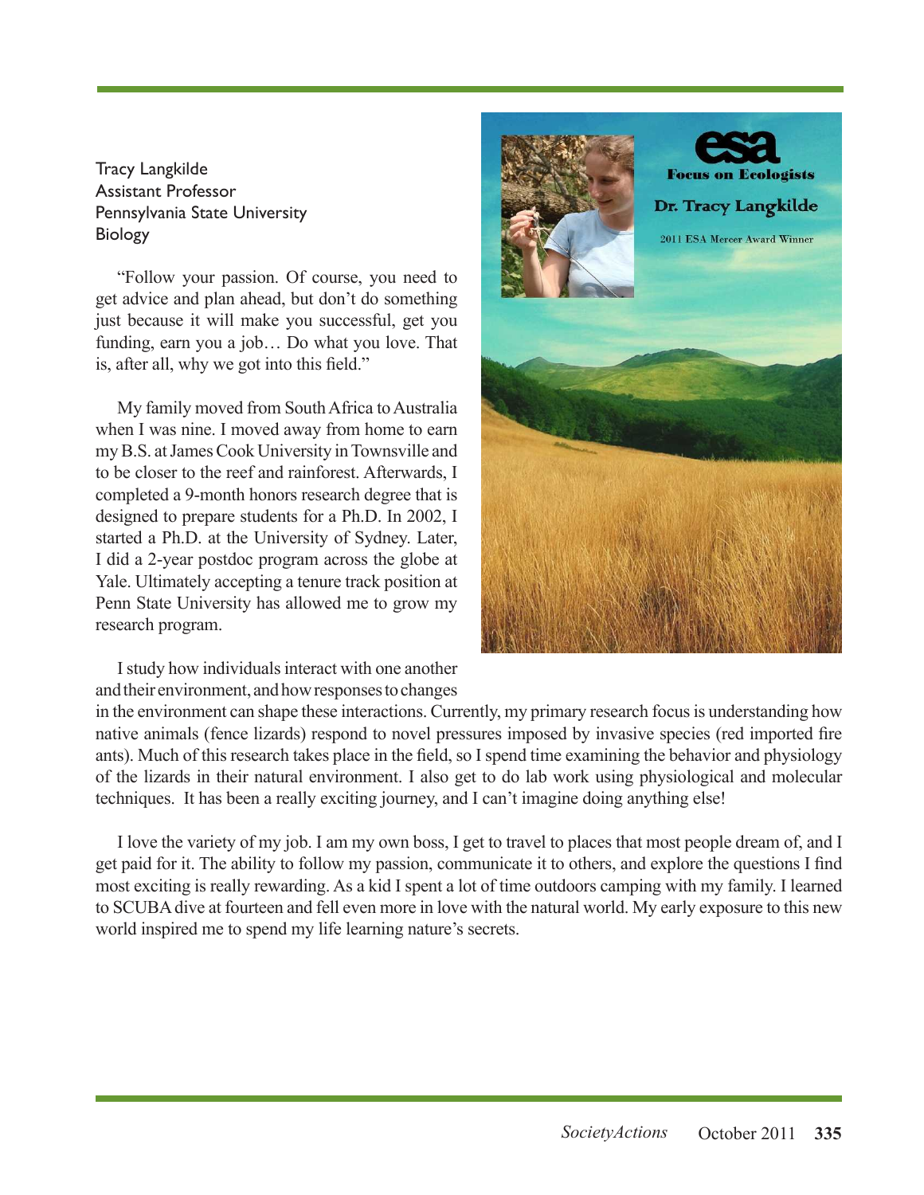Tracy Langkilde
Assistant Professor
Pennsylvania State University
Biology

"Follow your passion. Of course, you need to get advice and plan ahead, but don't do something just because it will make you successful, get you funding, earn you a job… Do what you love. That is, after all, why we got into this field."

My family moved from South Africa to Australia when I was nine. I moved away from home to earn my B.S. at James Cook University in Townsville and to be closer to the reef and rainforest. Afterwards, I completed a 9-month honors research degree that is designed to prepare students for a Ph.D. In 2002, I started a Ph.D. at the University of Sydney. Later, I did a 2-year postdoc program across the globe at Yale. Ultimately accepting a tenure track position at Penn State University has allowed me to grow my research program.

esa
Focus on Ecologists
Dr. Tracy Langkilde
2011 ESA Mercer Award Winner

I study how individuals interact with one another and their environment, and how responses to changes in the environment can shape these interactions. Currently, my primary research focus is understanding how native animals (fence lizards) respond to novel pressures imposed by invasive species (red imported fire ants). Much of this research takes place in the field, so I spend time examining the behavior and physiology of the lizards in their natural environment. I also get to do lab work using physiological and molecular techniques. It has been a really exciting journey, and I can't imagine doing anything else!

I love the variety of my job. I am my own boss, I get to travel to places that most people dream of, and I get paid for it. The ability to follow my passion, communicate it to others, and explore the questions I find most exciting is really rewarding. As a kid I spent a lot of time outdoors camping with my family. I learned to SCUBA dive at fourteen and fell even more in love with the natural world. My early exposure to this new world inspired me to spend my life learning nature's secrets.